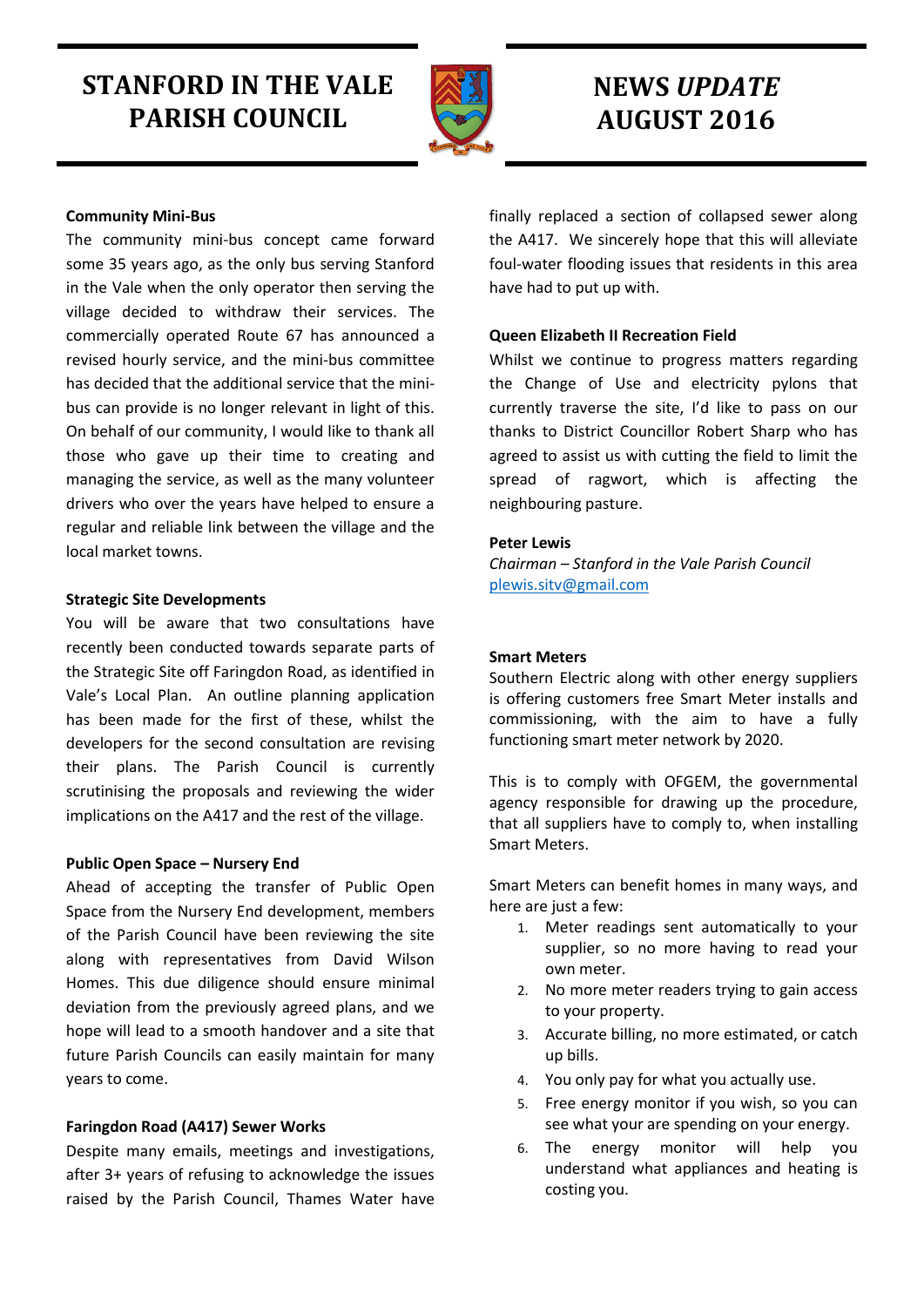# STANFORD IN THE VALE PARISH COUNCIL

# NEWS *UPDATE* AUGUST 2016

**Community Mini-Bus**

The community mini-bus concept came forward some 35 years ago, as the only bus serving Stanford in the Vale when the only operator then serving the village decided to withdraw their services. The commercially operated Route 67 has announced a revised hourly service, and the mini-bus committee has decided that the additional service that the mini-bus can provide is no longer relevant in light of this. On behalf of our community, I would like to thank all those who gave up their time to creating and managing the service, as well as the many volunteer drivers who over the years have helped to ensure a regular and reliable link between the village and the local market towns.

**Strategic Site Developments**

You will be aware that two consultations have recently been conducted towards separate parts of the Strategic Site off Faringdon Road, as identified in Vale's Local Plan. An outline planning application has been made for the first of these, whilst the developers for the second consultation are revising their plans. The Parish Council is currently scrutinising the proposals and reviewing the wider implications on the A417 and the rest of the village.

**Public Open Space – Nursery End**

Ahead of accepting the transfer of Public Open Space from the Nursery End development, members of the Parish Council have been reviewing the site along with representatives from David Wilson Homes. This due diligence should ensure minimal deviation from the previously agreed plans, and we hope will lead to a smooth handover and a site that future Parish Councils can easily maintain for many years to come.

**Faringdon Road (A417) Sewer Works**

Despite many emails, meetings and investigations, after 3+ years of refusing to acknowledge the issues raised by the Parish Council, Thames Water have finally replaced a section of collapsed sewer along the A417. We sincerely hope that this will alleviate foul-water flooding issues that residents in this area have had to put up with.

**Queen Elizabeth II Recreation Field**

Whilst we continue to progress matters regarding the Change of Use and electricity pylons that currently traverse the site, I'd like to pass on our thanks to District Councillor Robert Sharp who has agreed to assist us with cutting the field to limit the spread of ragwort, which is affecting the neighbouring pasture.

**Peter Lewis**
*Chairman – Stanford in the Vale Parish Council*
plewis.sitv@gmail.com

**Smart Meters**

Southern Electric along with other energy suppliers is offering customers free Smart Meter installs and commissioning, with the aim to have a fully functioning smart meter network by 2020.

This is to comply with OFGEM, the governmental agency responsible for drawing up the procedure, that all suppliers have to comply to, when installing Smart Meters.

Smart Meters can benefit homes in many ways, and here are just a few:

1. Meter readings sent automatically to your supplier, so no more having to read your own meter.
2. No more meter readers trying to gain access to your property.
3. Accurate billing, no more estimated, or catch up bills.
4. You only pay for what you actually use.
5. Free energy monitor if you wish, so you can see what your are spending on your energy.
6. The energy monitor will help you understand what appliances and heating is costing you.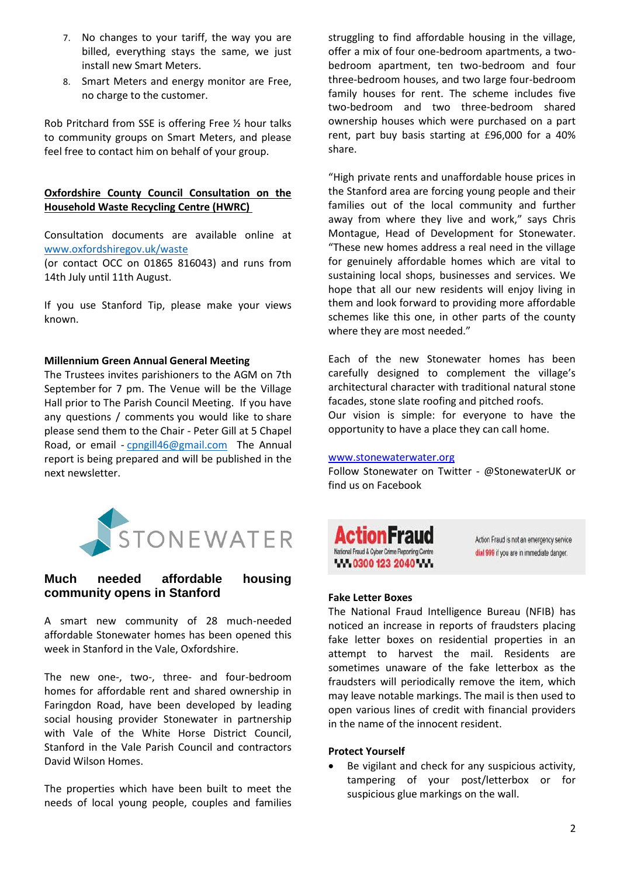7. No changes to your tariff, the way you are billed, everything stays the same, we just install new Smart Meters.
8. Smart Meters and energy monitor are Free, no charge to the customer.

Rob Pritchard from SSE is offering Free ½ hour talks to community groups on Smart Meters, and please feel free to contact him on behalf of your group.

**Oxfordshire County Council Consultation on the Household Waste Recycling Centre (HWRC)**

Consultation documents are available online at www.oxfordshiregov.uk/waste (or contact OCC on 01865 816043) and runs from 14th July until 11th August.

If you use Stanford Tip, please make your views known.

**Millennium Green Annual General Meeting**

The Trustees invites parishioners to the AGM on 7th September for 7 pm. The Venue will be the Village Hall prior to The Parish Council Meeting. If you have any questions / comments you would like to share please send them to the Chair - Peter Gill at 5 Chapel Road, or email - cpngill46@gmail.com The Annual report is being prepared and will be published in the next newsletter.

STONEWATER

## Much needed affordable housing community opens in Stanford

A smart new community of 28 much-needed affordable Stonewater homes has been opened this week in Stanford in the Vale, Oxfordshire.

The new one-, two-, three- and four-bedroom homes for affordable rent and shared ownership in Faringdon Road, have been developed by leading social housing provider Stonewater in partnership with Vale of the White Horse District Council, Stanford in the Vale Parish Council and contractors David Wilson Homes.

The properties which have been built to meet the needs of local young people, couples and families struggling to find affordable housing in the village, offer a mix of four one-bedroom apartments, a two-bedroom apartment, ten two-bedroom and four three-bedroom houses, and two large four-bedroom family houses for rent. The scheme includes five two-bedroom and two three-bedroom shared ownership houses which were purchased on a part rent, part buy basis starting at £96,000 for a 40% share.

"High private rents and unaffordable house prices in the Stanford area are forcing young people and their families out of the local community and further away from where they live and work," says Chris Montague, Head of Development for Stonewater. "These new homes address a real need in the village for genuinely affordable homes which are vital to sustaining local shops, businesses and services. We hope that all our new residents will enjoy living in them and look forward to providing more affordable schemes like this one, in other parts of the county where they are most needed."

Each of the new Stonewater homes has been carefully designed to complement the village's architectural character with traditional natural stone facades, stone slate roofing and pitched roofs.
Our vision is simple: for everyone to have the opportunity to have a place they can call home.

www.stonewaterwater.org
Follow Stonewater on Twitter - @StonewaterUK or find us on Facebook

ActionFraud
National Fraud & Cyber Crime Reporting Centre
0300 123 2040

Action Fraud is not an emergency service dial 999 if you are in immediate danger.

**Fake Letter Boxes**

The National Fraud Intelligence Bureau (NFIB) has noticed an increase in reports of fraudsters placing fake letter boxes on residential properties in an attempt to harvest the mail. Residents are sometimes unaware of the fake letterbox as the fraudsters will periodically remove the item, which may leave notable markings. The mail is then used to open various lines of credit with financial providers in the name of the innocent resident.

**Protect Yourself**

- Be vigilant and check for any suspicious activity, tampering of your post/letterbox or for suspicious glue markings on the wall.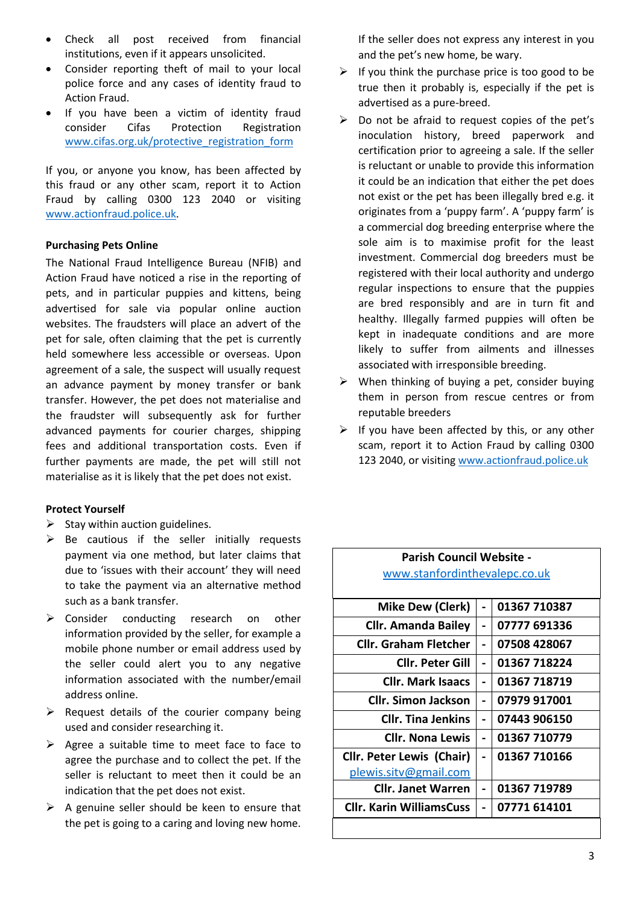- Check all post received from financial institutions, even if it appears unsolicited.
- Consider reporting theft of mail to your local police force and any cases of identity fraud to Action Fraud.
- If you have been a victim of identity fraud consider Cifas Protection Registration www.cifas.org.uk/protective_registration_form

If you, or anyone you know, has been affected by this fraud or any other scam, report it to Action Fraud by calling 0300 123 2040 or visiting www.actionfraud.police.uk.

**Purchasing Pets Online**

The National Fraud Intelligence Bureau (NFIB) and Action Fraud have noticed a rise in the reporting of pets, and in particular puppies and kittens, being advertised for sale via popular online auction websites. The fraudsters will place an advert of the pet for sale, often claiming that the pet is currently held somewhere less accessible or overseas. Upon agreement of a sale, the suspect will usually request an advance payment by money transfer or bank transfer. However, the pet does not materialise and the fraudster will subsequently ask for further advanced payments for courier charges, shipping fees and additional transportation costs. Even if further payments are made, the pet will still not materialise as it is likely that the pet does not exist.

**Protect Yourself**

- Stay within auction guidelines.
- Be cautious if the seller initially requests payment via one method, but later claims that due to 'issues with their account' they will need to take the payment via an alternative method such as a bank transfer.
- Consider conducting research on other information provided by the seller, for example a mobile phone number or email address used by the seller could alert you to any negative information associated with the number/email address online.
- Request details of the courier company being used and consider researching it.
- Agree a suitable time to meet face to face to agree the purchase and to collect the pet. If the seller is reluctant to meet then it could be an indication that the pet does not exist.
- A genuine seller should be keen to ensure that the pet is going to a caring and loving new home. If the seller does not express any interest in you and the pet's new home, be wary.
- If you think the purchase price is too good to be true then it probably is, especially if the pet is advertised as a pure-breed.
- Do not be afraid to request copies of the pet's inoculation history, breed paperwork and certification prior to agreeing a sale. If the seller is reluctant or unable to provide this information it could be an indication that either the pet does not exist or the pet has been illegally bred e.g. it originates from a 'puppy farm'. A 'puppy farm' is a commercial dog breeding enterprise where the sole aim is to maximise profit for the least investment. Commercial dog breeders must be registered with their local authority and undergo regular inspections to ensure that the puppies are bred responsibly and are in turn fit and healthy. Illegally farmed puppies will often be kept in inadequate conditions and are more likely to suffer from ailments and illnesses associated with irresponsible breeding.
- When thinking of buying a pet, consider buying them in person from rescue centres or from reputable breeders
- If you have been affected by this, or any other scam, report it to Action Fraud by calling 0300 123 2040, or visiting www.actionfraud.police.uk

**Parish Council Website -** www.stanfordinthevalepc.co.uk

| | | |
|---|---|---|
| **Mike Dew (Clerk)** | - | **01367 710387** |
| **Cllr. Amanda Bailey** | - | **07777 691336** |
| **Cllr. Graham Fletcher** | - | **07508 428067** |
| **Cllr. Peter Gill** | - | **01367 718224** |
| **Cllr. Mark Isaacs** | - | **01367 718719** |
| **Cllr. Simon Jackson** | - | **07979 917001** |
| **Cllr. Tina Jenkins** | - | **07443 906150** |
| **Cllr. Nona Lewis** | - | **01367 710779** |
| **Cllr. Peter Lewis (Chair)** plewis.sitv@gmail.com | - | **01367 710166** |
| **Cllr. Janet Warren** | - | **01367 719789** |
| **Cllr. Karin WilliamsCuss** | - | **07771 614101** |